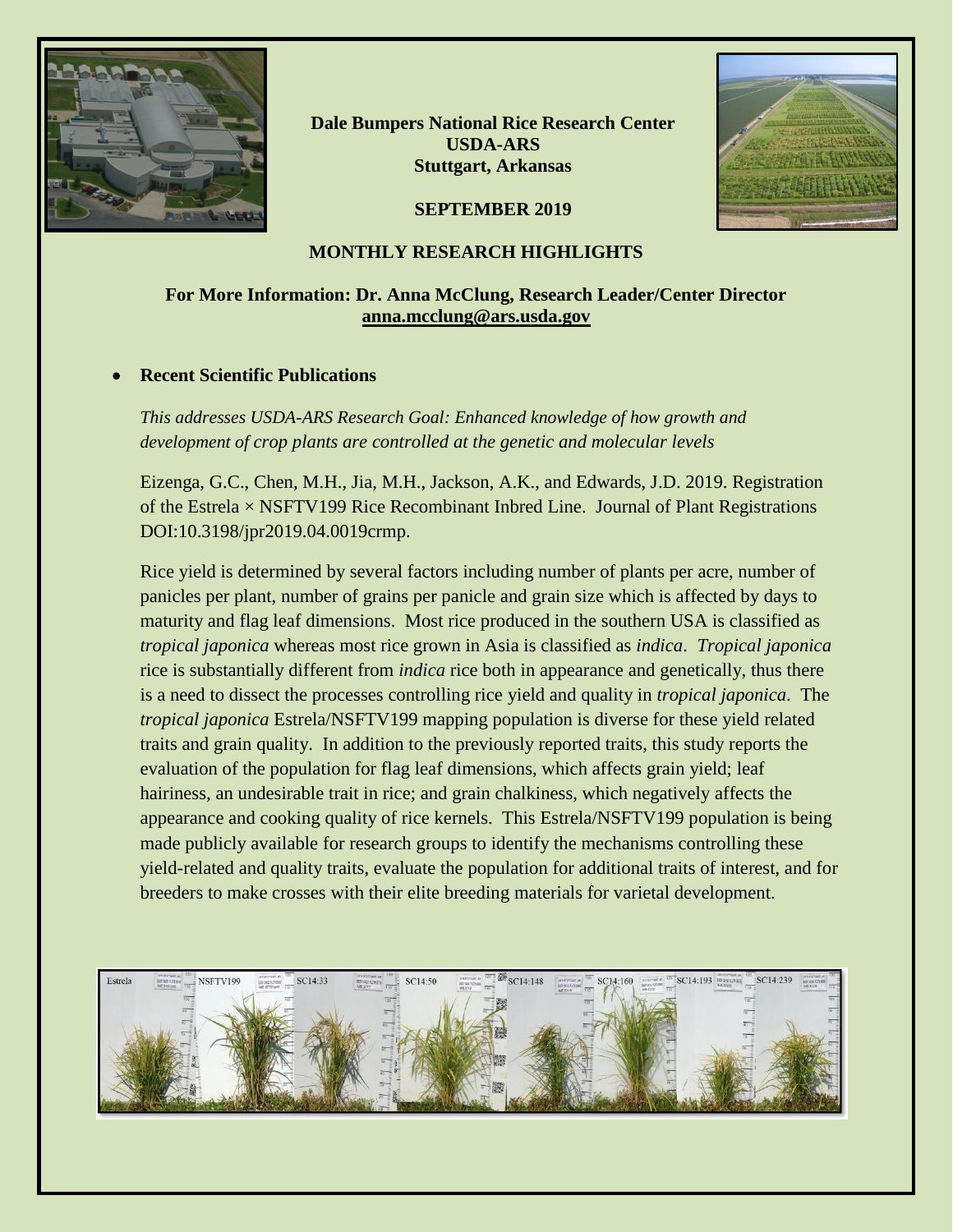**Dale Bumpers National Rice Research Center**
**USDA-ARS**
**Stuttgart, Arkansas**

**SEPTEMBER 2019**

## MONTHLY RESEARCH HIGHLIGHTS

**For More Information: Dr. Anna McClung, Research Leader/Center Director**
**anna.mcclung@ars.usda.gov**

- **Recent Scientific Publications**

*This addresses USDA-ARS Research Goal: Enhanced knowledge of how growth and development of crop plants are controlled at the genetic and molecular levels*

Eizenga, G.C., Chen, M.H., Jia, M.H., Jackson, A.K., and Edwards, J.D. 2019. Registration of the Estrela × NSFTV199 Rice Recombinant Inbred Line. Journal of Plant Registrations DOI:10.3198/jpr2019.04.0019crmp.

Rice yield is determined by several factors including number of plants per acre, number of panicles per plant, number of grains per panicle and grain size which is affected by days to maturity and flag leaf dimensions. Most rice produced in the southern USA is classified as *tropical japonica* whereas most rice grown in Asia is classified as *indica*. *Tropical japonica* rice is substantially different from *indica* rice both in appearance and genetically, thus there is a need to dissect the processes controlling rice yield and quality in *tropical japonica*. The *tropical japonica* Estrela/NSFTV199 mapping population is diverse for these yield related traits and grain quality. In addition to the previously reported traits, this study reports the evaluation of the population for flag leaf dimensions, which affects grain yield; leaf hairiness, an undesirable trait in rice; and grain chalkiness, which negatively affects the appearance and cooking quality of rice kernels. This Estrela/NSFTV199 population is being made publicly available for research groups to identify the mechanisms controlling these yield-related and quality traits, evaluate the population for additional traits of interest, and for breeders to make crosses with their elite breeding materials for varietal development.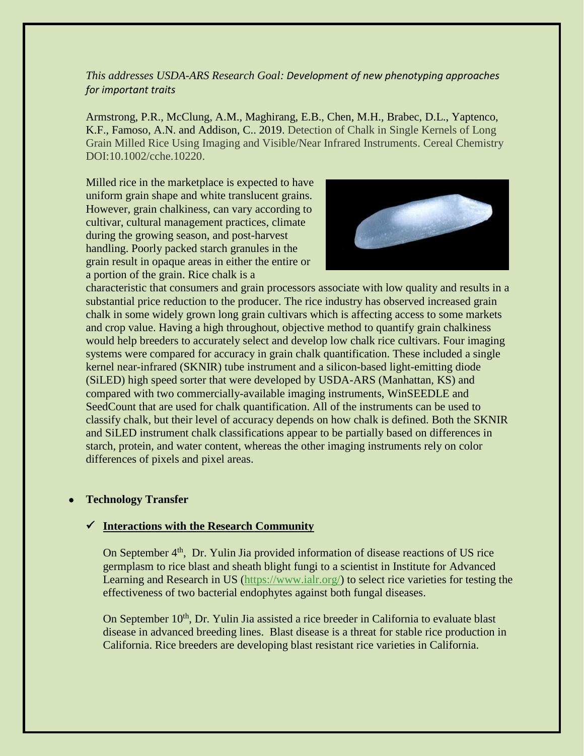*This addresses USDA-ARS Research Goal: Development of new phenotyping approaches for important traits*

Armstrong, P.R., McClung, A.M., Maghirang, E.B., Chen, M.H., Brabec, D.L., Yaptenco, K.F., Famoso, A.N. and Addison, C.. 2019. Detection of Chalk in Single Kernels of Long Grain Milled Rice Using Imaging and Visible/Near Infrared Instruments. Cereal Chemistry DOI:10.1002/cche.10220.

Milled rice in the marketplace is expected to have uniform grain shape and white translucent grains. However, grain chalkiness, can vary according to cultivar, cultural management practices, climate during the growing season, and post-harvest handling. Poorly packed starch granules in the grain result in opaque areas in either the entire or a portion of the grain. Rice chalk is a characteristic that consumers and grain processors associate with low quality and results in a substantial price reduction to the producer. The rice industry has observed increased grain chalk in some widely grown long grain cultivars which is affecting access to some markets and crop value. Having a high throughout, objective method to quantify grain chalkiness would help breeders to accurately select and develop low chalk rice cultivars. Four imaging systems were compared for accuracy in grain chalk quantification. These included a single kernel near-infrared (SKNIR) tube instrument and a silicon-based light-emitting diode (SiLED) high speed sorter that were developed by USDA-ARS (Manhattan, KS) and compared with two commercially-available imaging instruments, WinSEEDLE and SeedCount that are used for chalk quantification. All of the instruments can be used to classify chalk, but their level of accuracy depends on how chalk is defined. Both the SKNIR and SiLED instrument chalk classifications appear to be partially based on differences in starch, protein, and water content, whereas the other imaging instruments rely on color differences of pixels and pixel areas.

- **Technology Transfer**

  - ✓ **Interactions with the Research Community**

    On September 4th, Dr. Yulin Jia provided information of disease reactions of US rice germplasm to rice blast and sheath blight fungi to a scientist in Institute for Advanced Learning and Research in US (https://www.ialr.org/) to select rice varieties for testing the effectiveness of two bacterial endophytes against both fungal diseases.

    On September 10th, Dr. Yulin Jia assisted a rice breeder in California to evaluate blast disease in advanced breeding lines. Blast disease is a threat for stable rice production in California. Rice breeders are developing blast resistant rice varieties in California.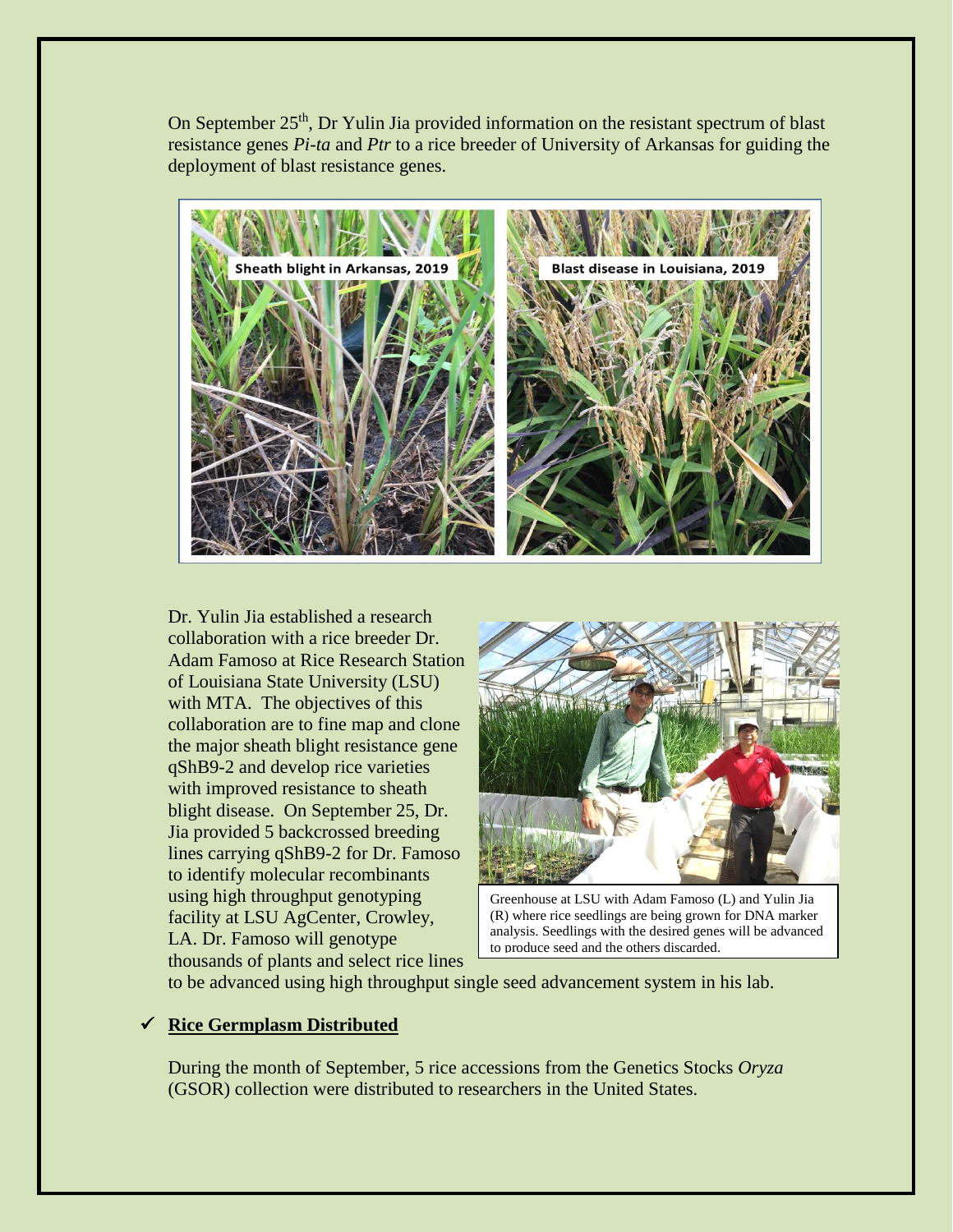On September 25th, Dr Yulin Jia provided information on the resistant spectrum of blast resistance genes *Pi-ta* and *Ptr* to a rice breeder of University of Arkansas for guiding the deployment of blast resistance genes.

Sheath blight in Arkansas, 2019

Blast disease in Louisiana, 2019

Dr. Yulin Jia established a research collaboration with a rice breeder Dr. Adam Famoso at Rice Research Station of Louisiana State University (LSU) with MTA. The objectives of this collaboration are to fine map and clone the major sheath blight resistance gene qShB9-2 and develop rice varieties with improved resistance to sheath blight disease. On September 25, Dr. Jia provided 5 backcrossed breeding lines carrying qShB9-2 for Dr. Famoso to identify molecular recombinants using high throughput genotyping facility at LSU AgCenter, Crowley, LA. Dr. Famoso will genotype thousands of plants and select rice lines to be advanced using high throughput single seed advancement system in his lab.

Greenhouse at LSU with Adam Famoso (L) and Yulin Jia (R) where rice seedlings are being grown for DNA marker analysis. Seedlings with the desired genes will be advanced to produce seed and the others discarded.

- ✓ **Rice Germplasm Distributed**

During the month of September, 5 rice accessions from the Genetics Stocks *Oryza* (GSOR) collection were distributed to researchers in the United States.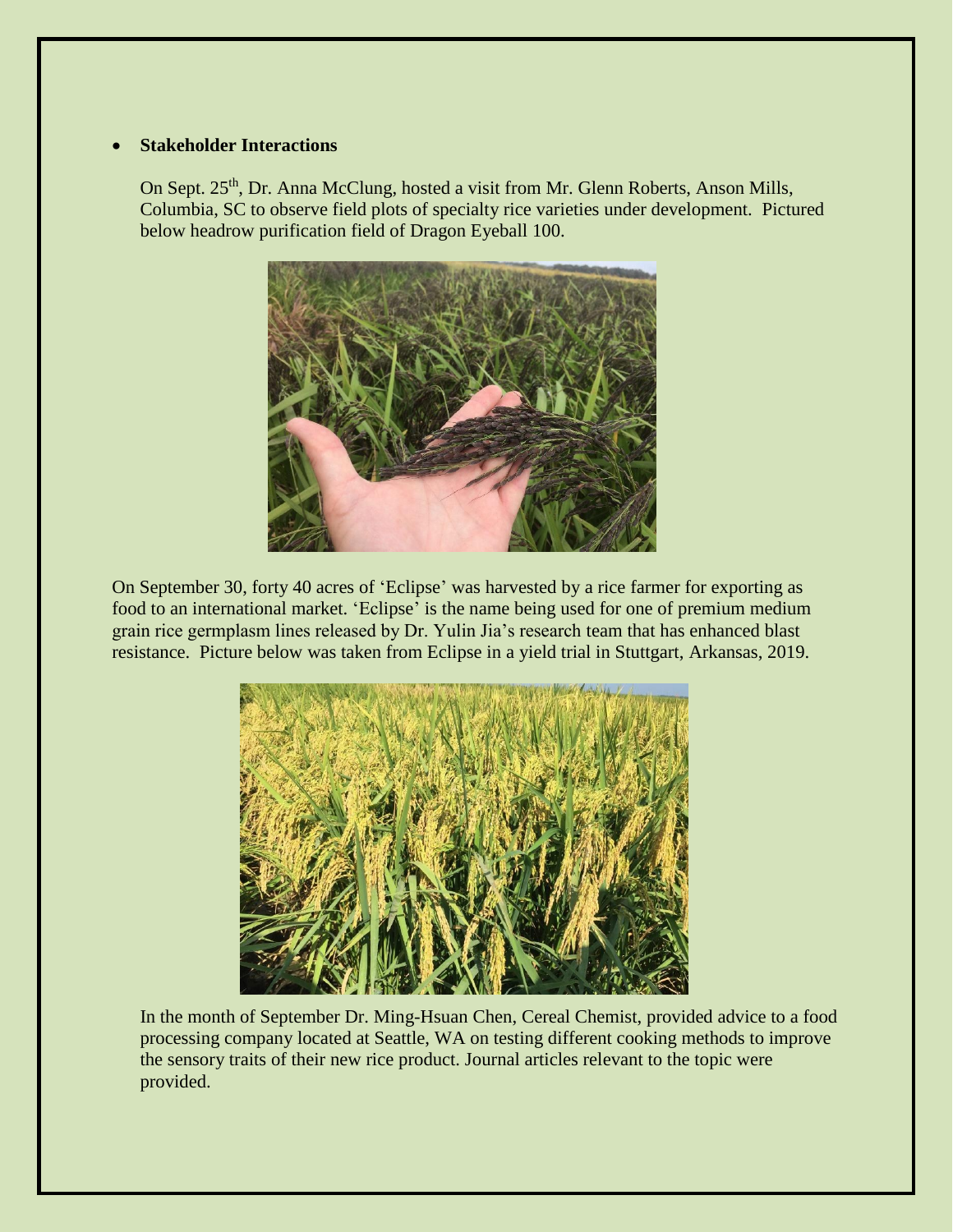- **Stakeholder Interactions**

  On Sept. 25th, Dr. Anna McClung, hosted a visit from Mr. Glenn Roberts, Anson Mills, Columbia, SC to observe field plots of specialty rice varieties under development. Pictured below headrow purification field of Dragon Eyeball 100.

On September 30, forty 40 acres of 'Eclipse' was harvested by a rice farmer for exporting as food to an international market. 'Eclipse' is the name being used for one of premium medium grain rice germplasm lines released by Dr. Yulin Jia's research team that has enhanced blast resistance. Picture below was taken from Eclipse in a yield trial in Stuttgart, Arkansas, 2019.

In the month of September Dr. Ming-Hsuan Chen, Cereal Chemist, provided advice to a food processing company located at Seattle, WA on testing different cooking methods to improve the sensory traits of their new rice product. Journal articles relevant to the topic were provided.